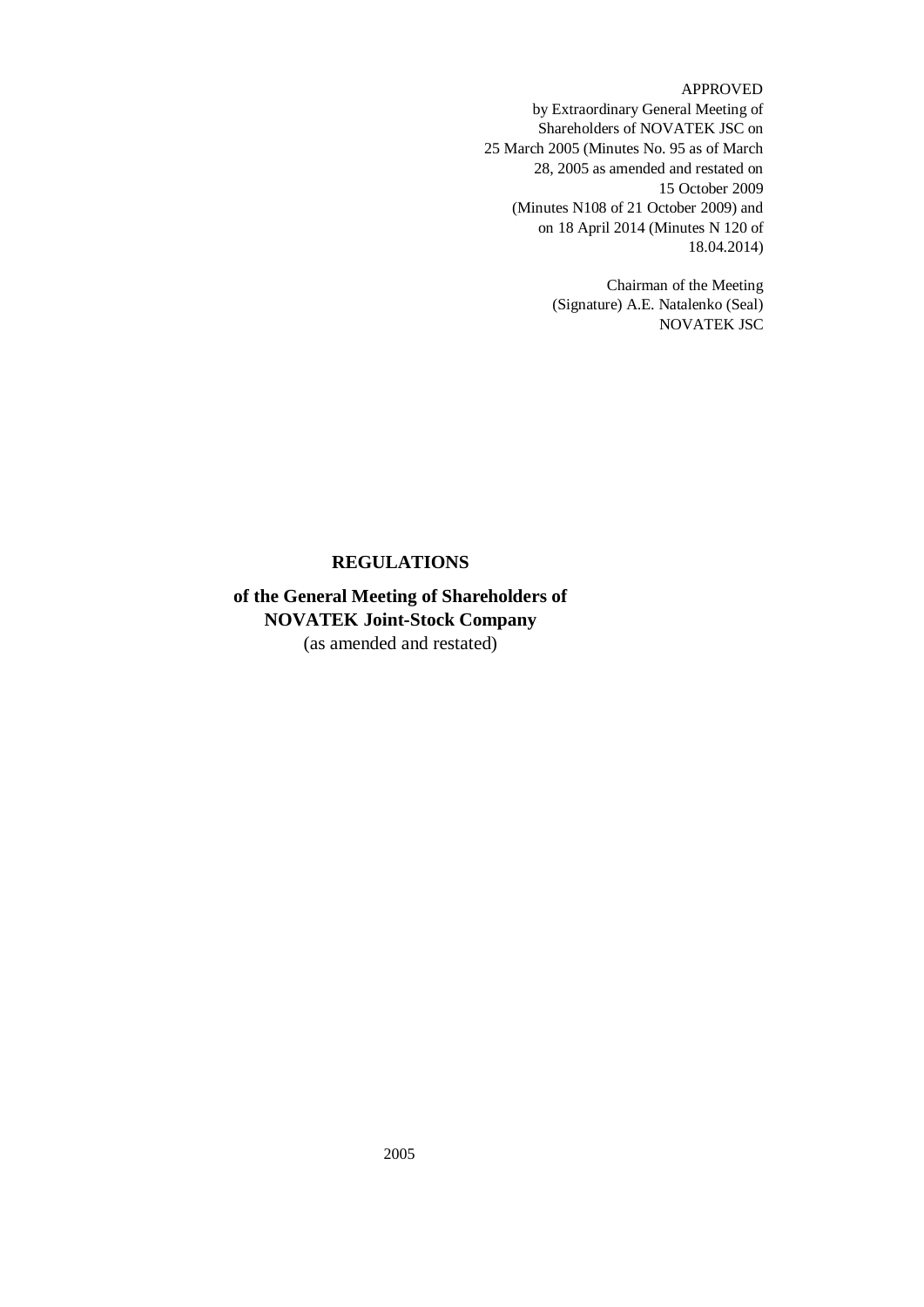APPROVED
by Extraordinary General Meeting of
Shareholders of NOVATEK JSC on
25 March 2005 (Minutes No. 95 as of March
28, 2005 as amended and restated on
15 October 2009
(Minutes N108 of 21 October 2009) and
on 18 April 2014 (Minutes N 120 of
18.04.2014)

Chairman of the Meeting
(Signature) A.E. Natalenko (Seal)
NOVATEK JSC

# REGULATIONS

## of the General Meeting of Shareholders of NOVATEK Joint-Stock Company

(as amended and restated)

2005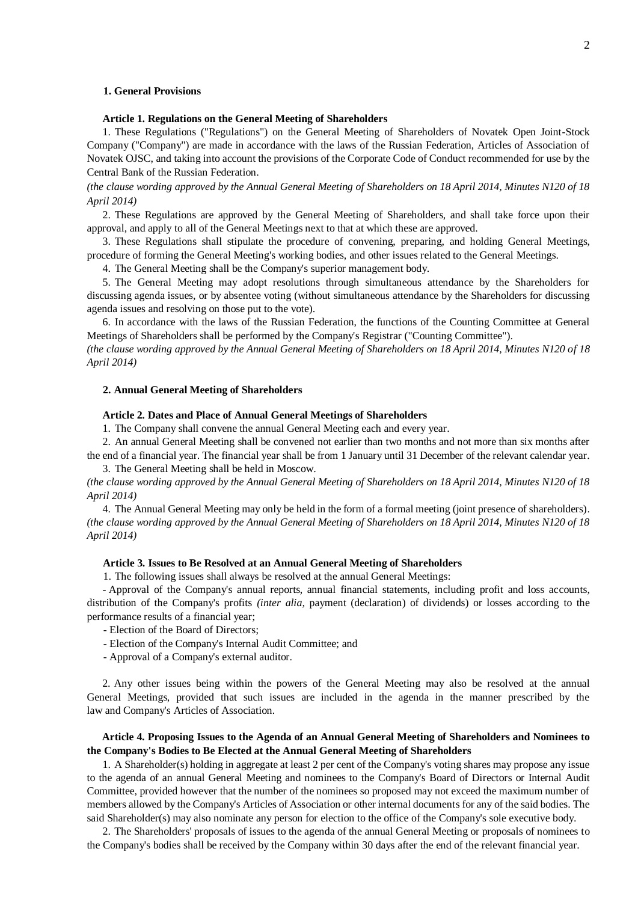## 1. General Provisions

### Article 1. Regulations on the General Meeting of Shareholders

1. These Regulations ("Regulations") on the General Meeting of Shareholders of Novatek Open Joint-Stock Company ("Company") are made in accordance with the laws of the Russian Federation, Articles of Association of Novatek OJSC, and taking into account the provisions of the Corporate Code of Conduct recommended for use by the Central Bank of the Russian Federation.

*(the clause wording approved by the Annual General Meeting of Shareholders on 18 April 2014, Minutes N120 of 18 April 2014)*

2. These Regulations are approved by the General Meeting of Shareholders, and shall take force upon their approval, and apply to all of the General Meetings next to that at which these are approved.

3. These Regulations shall stipulate the procedure of convening, preparing, and holding General Meetings, procedure of forming the General Meeting's working bodies, and other issues related to the General Meetings.

4. The General Meeting shall be the Company's superior management body.

5. The General Meeting may adopt resolutions through simultaneous attendance by the Shareholders for discussing agenda issues, or by absentee voting (without simultaneous attendance by the Shareholders for discussing agenda issues and resolving on those put to the vote).

6. In accordance with the laws of the Russian Federation, the functions of the Counting Committee at General Meetings of Shareholders shall be performed by the Company's Registrar ("Counting Committee").

*(the clause wording approved by the Annual General Meeting of Shareholders on 18 April 2014, Minutes N120 of 18 April 2014)*

## 2. Annual General Meeting of Shareholders

### Article 2. Dates and Place of Annual General Meetings of Shareholders

1. The Company shall convene the annual General Meeting each and every year.

2. An annual General Meeting shall be convened not earlier than two months and not more than six months after the end of a financial year. The financial year shall be from 1 January until 31 December of the relevant calendar year.

3. The General Meeting shall be held in Moscow.

*(the clause wording approved by the Annual General Meeting of Shareholders on 18 April 2014, Minutes N120 of 18 April 2014)*

4. The Annual General Meeting may only be held in the form of a formal meeting (joint presence of shareholders).

*(the clause wording approved by the Annual General Meeting of Shareholders on 18 April 2014, Minutes N120 of 18 April 2014)*

### Article 3. Issues to Be Resolved at an Annual General Meeting of Shareholders

1. The following issues shall always be resolved at the annual General Meetings:

- Approval of the Company's annual reports, annual financial statements, including profit and loss accounts, distribution of the Company's profits *(inter alia,* payment (declaration) of dividends) or losses according to the performance results of a financial year;
- Election of the Board of Directors;
- Election of the Company's Internal Audit Committee; and
- Approval of a Company's external auditor.

2. Any other issues being within the powers of the General Meeting may also be resolved at the annual General Meetings, provided that such issues are included in the agenda in the manner prescribed by the law and Company's Articles of Association.

### Article 4. Proposing Issues to the Agenda of an Annual General Meeting of Shareholders and Nominees to the Company's Bodies to Be Elected at the Annual General Meeting of Shareholders

1. A Shareholder(s) holding in aggregate at least 2 per cent of the Company's voting shares may propose any issue to the agenda of an annual General Meeting and nominees to the Company's Board of Directors or Internal Audit Committee, provided however that the number of the nominees so proposed may not exceed the maximum number of members allowed by the Company's Articles of Association or other internal documents for any of the said bodies. The said Shareholder(s) may also nominate any person for election to the office of the Company's sole executive body.

2. The Shareholders' proposals of issues to the agenda of the annual General Meeting or proposals of nominees to the Company's bodies shall be received by the Company within 30 days after the end of the relevant financial year.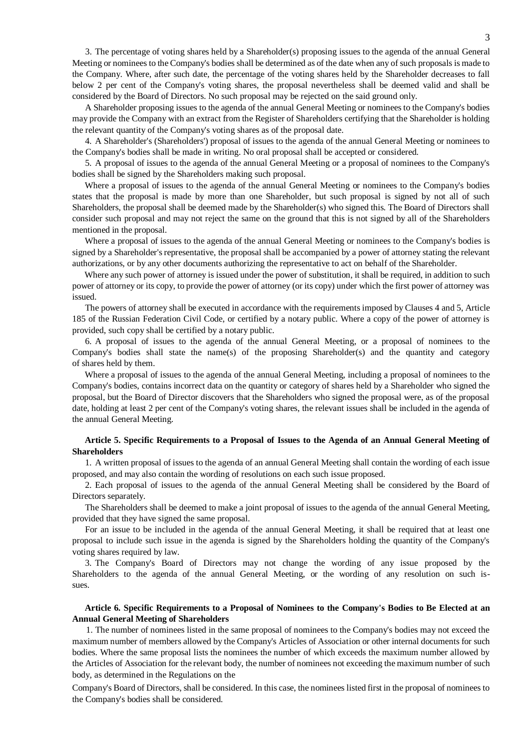3. The percentage of voting shares held by a Shareholder(s) proposing issues to the agenda of the annual General Meeting or nominees to the Company's bodies shall be determined as of the date when any of such proposals is made to the Company. Where, after such date, the percentage of the voting shares held by the Shareholder decreases to fall below 2 per cent of the Company's voting shares, the proposal nevertheless shall be deemed valid and shall be considered by the Board of Directors. No such proposal may be rejected on the said ground only.

A Shareholder proposing issues to the agenda of the annual General Meeting or nominees to the Company's bodies may provide the Company with an extract from the Register of Shareholders certifying that the Shareholder is holding the relevant quantity of the Company's voting shares as of the proposal date.

4. A Shareholder's (Shareholders') proposal of issues to the agenda of the annual General Meeting or nominees to the Company's bodies shall be made in writing. No oral proposal shall be accepted or considered.

5. A proposal of issues to the agenda of the annual General Meeting or a proposal of nominees to the Company's bodies shall be signed by the Shareholders making such proposal.

Where a proposal of issues to the agenda of the annual General Meeting or nominees to the Company's bodies states that the proposal is made by more than one Shareholder, but such proposal is signed by not all of such Shareholders, the proposal shall be deemed made by the Shareholder(s) who signed this. The Board of Directors shall consider such proposal and may not reject the same on the ground that this is not signed by all of the Shareholders mentioned in the proposal.

Where a proposal of issues to the agenda of the annual General Meeting or nominees to the Company's bodies is signed by a Shareholder's representative, the proposal shall be accompanied by a power of attorney stating the relevant authorizations, or by any other documents authorizing the representative to act on behalf of the Shareholder.

Where any such power of attorney is issued under the power of substitution, it shall be required, in addition to such power of attorney or its copy, to provide the power of attorney (or its copy) under which the first power of attorney was issued.

The powers of attorney shall be executed in accordance with the requirements imposed by Clauses 4 and 5, Article 185 of the Russian Federation Civil Code, or certified by a notary public. Where a copy of the power of attorney is provided, such copy shall be certified by a notary public.

6. A proposal of issues to the agenda of the annual General Meeting, or a proposal of nominees to the Company's bodies shall state the name(s) of the proposing Shareholder(s) and the quantity and category of shares held by them.

Where a proposal of issues to the agenda of the annual General Meeting, including a proposal of nominees to the Company's bodies, contains incorrect data on the quantity or category of shares held by a Shareholder who signed the proposal, but the Board of Director discovers that the Shareholders who signed the proposal were, as of the proposal date, holding at least 2 per cent of the Company's voting shares, the relevant issues shall be included in the agenda of the annual General Meeting.

**Article 5. Specific Requirements to a Proposal of Issues to the Agenda of an Annual General Meeting of Shareholders**

1. A written proposal of issues to the agenda of an annual General Meeting shall contain the wording of each issue proposed, and may also contain the wording of resolutions on each such issue proposed.

2. Each proposal of issues to the agenda of the annual General Meeting shall be considered by the Board of Directors separately.

The Shareholders shall be deemed to make a joint proposal of issues to the agenda of the annual General Meeting, provided that they have signed the same proposal.

For an issue to be included in the agenda of the annual General Meeting, it shall be required that at least one proposal to include such issue in the agenda is signed by the Shareholders holding the quantity of the Company's voting shares required by law.

3. The Company's Board of Directors may not change the wording of any issue proposed by the Shareholders to the agenda of the annual General Meeting, or the wording of any resolution on such issues.

**Article 6. Specific Requirements to a Proposal of Nominees to the Company's Bodies to Be Elected at an Annual General Meeting of Shareholders**

1. The number of nominees listed in the same proposal of nominees to the Company's bodies may not exceed the maximum number of members allowed by the Company's Articles of Association or other internal documents for such bodies. Where the same proposal lists the nominees the number of which exceeds the maximum number allowed by the Articles of Association for the relevant body, the number of nominees not exceeding the maximum number of such body, as determined in the Regulations on the Company's Board of Directors, shall be considered. In this case, the nominees listed first in the proposal of nominees to the Company's bodies shall be considered.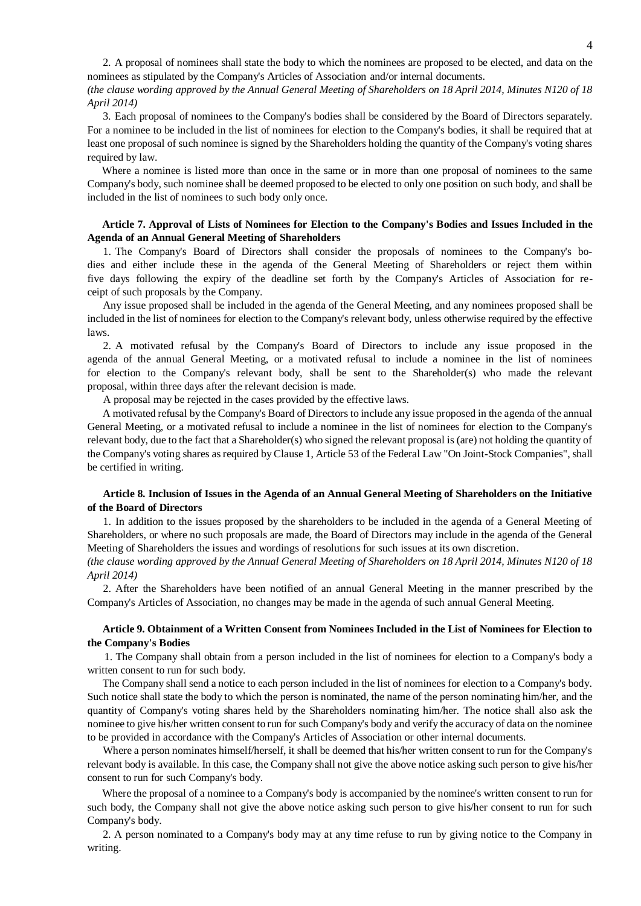2. A proposal of nominees shall state the body to which the nominees are proposed to be elected, and data on the nominees as stipulated by the Company's Articles of Association and/or internal documents.

*(the clause wording approved by the Annual General Meeting of Shareholders on 18 April 2014, Minutes N120 of 18 April 2014)*

3. Each proposal of nominees to the Company's bodies shall be considered by the Board of Directors separately. For a nominee to be included in the list of nominees for election to the Company's bodies, it shall be required that at least one proposal of such nominee is signed by the Shareholders holding the quantity of the Company's voting shares required by law.

Where a nominee is listed more than once in the same or in more than one proposal of nominees to the same Company's body, such nominee shall be deemed proposed to be elected to only one position on such body, and shall be included in the list of nominees to such body only once.

### Article 7. Approval of Lists of Nominees for Election to the Company's Bodies and Issues Included in the Agenda of an Annual General Meeting of Shareholders

1. The Company's Board of Directors shall consider the proposals of nominees to the Company's bodies and either include these in the agenda of the General Meeting of Shareholders or reject them within five days following the expiry of the deadline set forth by the Company's Articles of Association for receipt of such proposals by the Company.

Any issue proposed shall be included in the agenda of the General Meeting, and any nominees proposed shall be included in the list of nominees for election to the Company's relevant body, unless otherwise required by the effective laws.

2. A motivated refusal by the Company's Board of Directors to include any issue proposed in the agenda of the annual General Meeting, or a motivated refusal to include a nominee in the list of nominees for election to the Company's relevant body, shall be sent to the Shareholder(s) who made the relevant proposal, within three days after the relevant decision is made.

A proposal may be rejected in the cases provided by the effective laws.

A motivated refusal by the Company's Board of Directors to include any issue proposed in the agenda of the annual General Meeting, or a motivated refusal to include a nominee in the list of nominees for election to the Company's relevant body, due to the fact that a Shareholder(s) who signed the relevant proposal is (are) not holding the quantity of the Company's voting shares as required by Clause 1, Article 53 of the Federal Law "On Joint-Stock Companies", shall be certified in writing.

### Article 8. Inclusion of Issues in the Agenda of an Annual General Meeting of Shareholders on the Initiative of the Board of Directors

1. In addition to the issues proposed by the shareholders to be included in the agenda of a General Meeting of Shareholders, or where no such proposals are made, the Board of Directors may include in the agenda of the General Meeting of Shareholders the issues and wordings of resolutions for such issues at its own discretion.

*(the clause wording approved by the Annual General Meeting of Shareholders on 18 April 2014, Minutes N120 of 18 April 2014)*

2. After the Shareholders have been notified of an annual General Meeting in the manner prescribed by the Company's Articles of Association, no changes may be made in the agenda of such annual General Meeting.

### Article 9. Obtainment of a Written Consent from Nominees Included in the List of Nominees for Election to the Company's Bodies

1. The Company shall obtain from a person included in the list of nominees for election to a Company's body a written consent to run for such body.

The Company shall send a notice to each person included in the list of nominees for election to a Company's body. Such notice shall state the body to which the person is nominated, the name of the person nominating him/her, and the quantity of Company's voting shares held by the Shareholders nominating him/her. The notice shall also ask the nominee to give his/her written consent to run for such Company's body and verify the accuracy of data on the nominee to be provided in accordance with the Company's Articles of Association or other internal documents.

Where a person nominates himself/herself, it shall be deemed that his/her written consent to run for the Company's relevant body is available. In this case, the Company shall not give the above notice asking such person to give his/her consent to run for such Company's body.

Where the proposal of a nominee to a Company's body is accompanied by the nominee's written consent to run for such body, the Company shall not give the above notice asking such person to give his/her consent to run for such Company's body.

2. A person nominated to a Company's body may at any time refuse to run by giving notice to the Company in writing.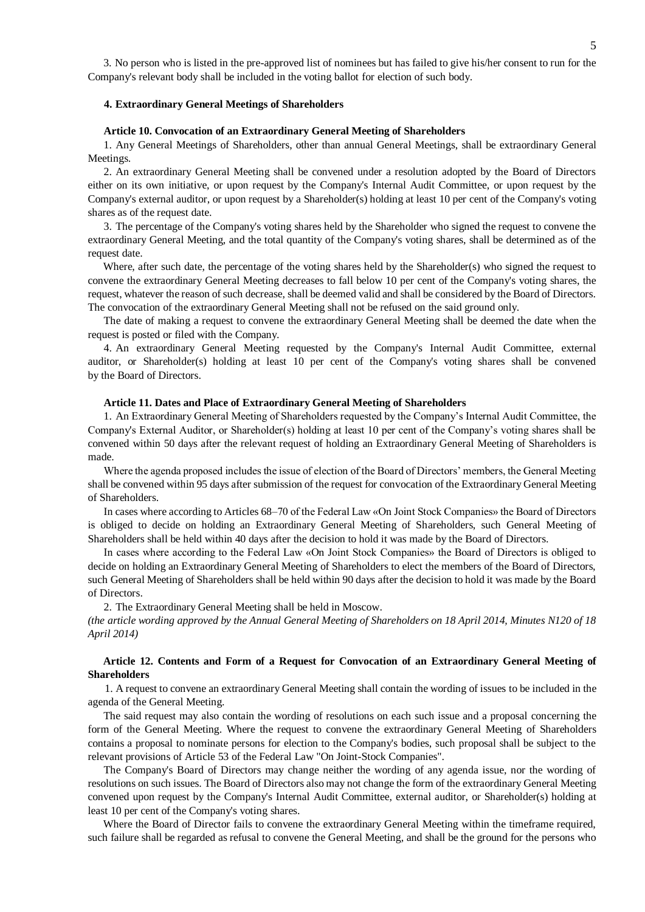3. No person who is listed in the pre-approved list of nominees but has failed to give his/her consent to run for the Company's relevant body shall be included in the voting ballot for election of such body.

## 4. Extraordinary General Meetings of Shareholders

### Article 10. Convocation of an Extraordinary General Meeting of Shareholders

1. Any General Meetings of Shareholders, other than annual General Meetings, shall be extraordinary General Meetings.

2. An extraordinary General Meeting shall be convened under a resolution adopted by the Board of Directors either on its own initiative, or upon request by the Company's Internal Audit Committee, or upon request by the Company's external auditor, or upon request by a Shareholder(s) holding at least 10 per cent of the Company's voting shares as of the request date.

3. The percentage of the Company's voting shares held by the Shareholder who signed the request to convene the extraordinary General Meeting, and the total quantity of the Company's voting shares, shall be determined as of the request date.

Where, after such date, the percentage of the voting shares held by the Shareholder(s) who signed the request to convene the extraordinary General Meeting decreases to fall below 10 per cent of the Company's voting shares, the request, whatever the reason of such decrease, shall be deemed valid and shall be considered by the Board of Directors. The convocation of the extraordinary General Meeting shall not be refused on the said ground only.

The date of making a request to convene the extraordinary General Meeting shall be deemed the date when the request is posted or filed with the Company.

4. An extraordinary General Meeting requested by the Company's Internal Audit Committee, external auditor, or Shareholder(s) holding at least 10 per cent of the Company's voting shares shall be convened by the Board of Directors.

### Article 11. Dates and Place of Extraordinary General Meeting of Shareholders

1. An Extraordinary General Meeting of Shareholders requested by the Company's Internal Audit Committee, the Company's External Auditor, or Shareholder(s) holding at least 10 per cent of the Company's voting shares shall be convened within 50 days after the relevant request of holding an Extraordinary General Meeting of Shareholders is made.

Where the agenda proposed includes the issue of election of the Board of Directors' members, the General Meeting shall be convened within 95 days after submission of the request for convocation of the Extraordinary General Meeting of Shareholders.

In cases where according to Articles 68–70 of the Federal Law «On Joint Stock Companies» the Board of Directors is obliged to decide on holding an Extraordinary General Meeting of Shareholders, such General Meeting of Shareholders shall be held within 40 days after the decision to hold it was made by the Board of Directors.

In cases where according to the Federal Law «On Joint Stock Companies» the Board of Directors is obliged to decide on holding an Extraordinary General Meeting of Shareholders to elect the members of the Board of Directors, such General Meeting of Shareholders shall be held within 90 days after the decision to hold it was made by the Board of Directors.

2. The Extraordinary General Meeting shall be held in Moscow.

*(the article wording approved by the Annual General Meeting of Shareholders on 18 April 2014, Minutes N120 of 18 April 2014)*

### Article 12. Contents and Form of a Request for Convocation of an Extraordinary General Meeting of Shareholders

1. A request to convene an extraordinary General Meeting shall contain the wording of issues to be included in the agenda of the General Meeting.

The said request may also contain the wording of resolutions on each such issue and a proposal concerning the form of the General Meeting. Where the request to convene the extraordinary General Meeting of Shareholders contains a proposal to nominate persons for election to the Company's bodies, such proposal shall be subject to the relevant provisions of Article 53 of the Federal Law "On Joint-Stock Companies".

The Company's Board of Directors may change neither the wording of any agenda issue, nor the wording of resolutions on such issues. The Board of Directors also may not change the form of the extraordinary General Meeting convened upon request by the Company's Internal Audit Committee, external auditor, or Shareholder(s) holding at least 10 per cent of the Company's voting shares.

Where the Board of Director fails to convene the extraordinary General Meeting within the timeframe required, such failure shall be regarded as refusal to convene the General Meeting, and shall be the ground for the persons who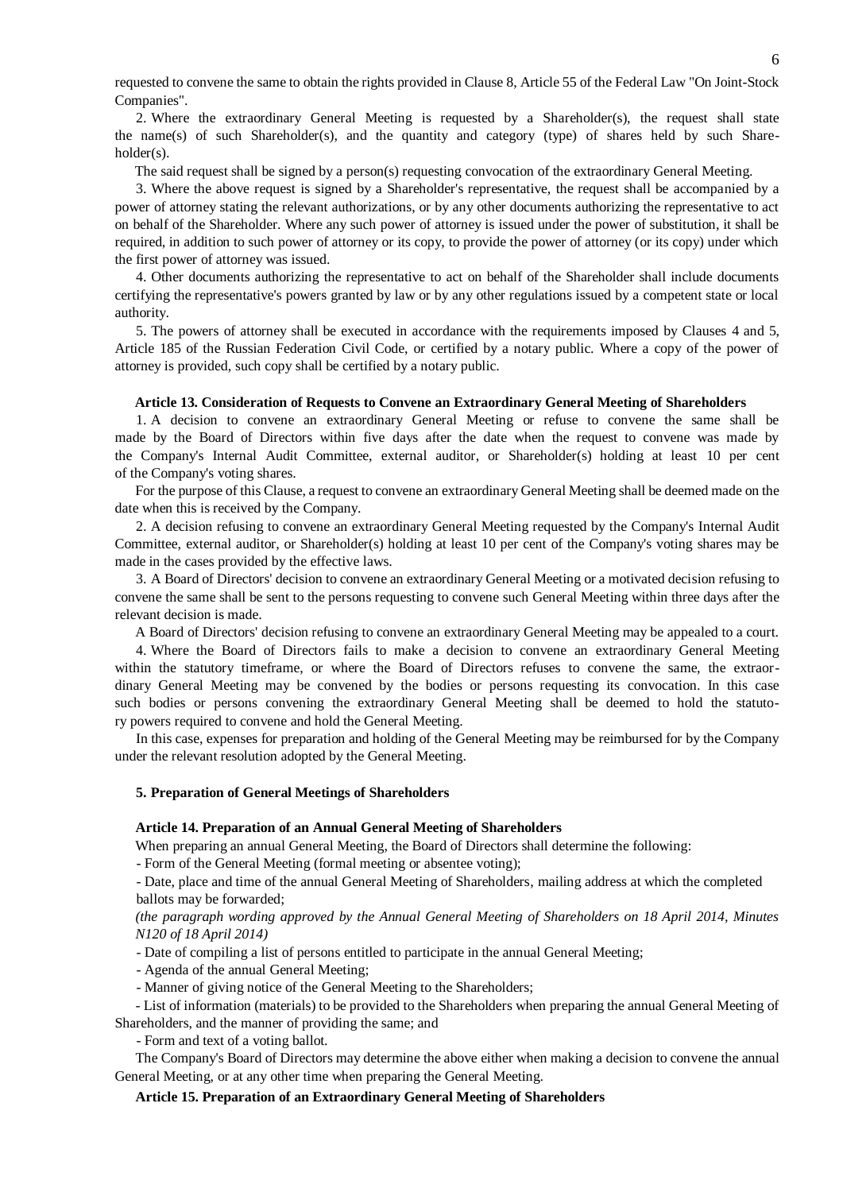requested to convene the same to obtain the rights provided in Clause 8, Article 55 of the Federal Law "On Joint-Stock Companies".

2. Where the extraordinary General Meeting is requested by a Shareholder(s), the request shall state the name(s) of such Shareholder(s), and the quantity and category (type) of shares held by such Shareholder(s).

The said request shall be signed by a person(s) requesting convocation of the extraordinary General Meeting.

3. Where the above request is signed by a Shareholder's representative, the request shall be accompanied by a power of attorney stating the relevant authorizations, or by any other documents authorizing the representative to act on behalf of the Shareholder. Where any such power of attorney is issued under the power of substitution, it shall be required, in addition to such power of attorney or its copy, to provide the power of attorney (or its copy) under which the first power of attorney was issued.

4. Other documents authorizing the representative to act on behalf of the Shareholder shall include documents certifying the representative's powers granted by law or by any other regulations issued by a competent state or local authority.

5. The powers of attorney shall be executed in accordance with the requirements imposed by Clauses 4 and 5, Article 185 of the Russian Federation Civil Code, or certified by a notary public. Where a copy of the power of attorney is provided, such copy shall be certified by a notary public.

#### Article 13. Consideration of Requests to Convene an Extraordinary General Meeting of Shareholders

1. A decision to convene an extraordinary General Meeting or refuse to convene the same shall be made by the Board of Directors within five days after the date when the request to convene was made by the Company's Internal Audit Committee, external auditor, or Shareholder(s) holding at least 10 per cent of the Company's voting shares.

For the purpose of this Clause, a request to convene an extraordinary General Meeting shall be deemed made on the date when this is received by the Company.

2. A decision refusing to convene an extraordinary General Meeting requested by the Company's Internal Audit Committee, external auditor, or Shareholder(s) holding at least 10 per cent of the Company's voting shares may be made in the cases provided by the effective laws.

3. A Board of Directors' decision to convene an extraordinary General Meeting or a motivated decision refusing to convene the same shall be sent to the persons requesting to convene such General Meeting within three days after the relevant decision is made.

A Board of Directors' decision refusing to convene an extraordinary General Meeting may be appealed to a court.

4. Where the Board of Directors fails to make a decision to convene an extraordinary General Meeting within the statutory timeframe, or where the Board of Directors refuses to convene the same, the extraordinary General Meeting may be convened by the bodies or persons requesting its convocation. In this case such bodies or persons convening the extraordinary General Meeting shall be deemed to hold the statutory powers required to convene and hold the General Meeting.

In this case, expenses for preparation and holding of the General Meeting may be reimbursed for by the Company under the relevant resolution adopted by the General Meeting.

### 5. Preparation of General Meetings of Shareholders

#### Article 14. Preparation of an Annual General Meeting of Shareholders

When preparing an annual General Meeting, the Board of Directors shall determine the following:

- Form of the General Meeting (formal meeting or absentee voting);
- Date, place and time of the annual General Meeting of Shareholders, mailing address at which the completed ballots may be forwarded;

*(the paragraph wording approved by the Annual General Meeting of Shareholders on 18 April 2014, Minutes N120 of 18 April 2014)*

- Date of compiling a list of persons entitled to participate in the annual General Meeting;
- Agenda of the annual General Meeting;
- Manner of giving notice of the General Meeting to the Shareholders;
- List of information (materials) to be provided to the Shareholders when preparing the annual General Meeting of Shareholders, and the manner of providing the same; and
- Form and text of a voting ballot.

The Company's Board of Directors may determine the above either when making a decision to convene the annual General Meeting, or at any other time when preparing the General Meeting.

#### Article 15. Preparation of an Extraordinary General Meeting of Shareholders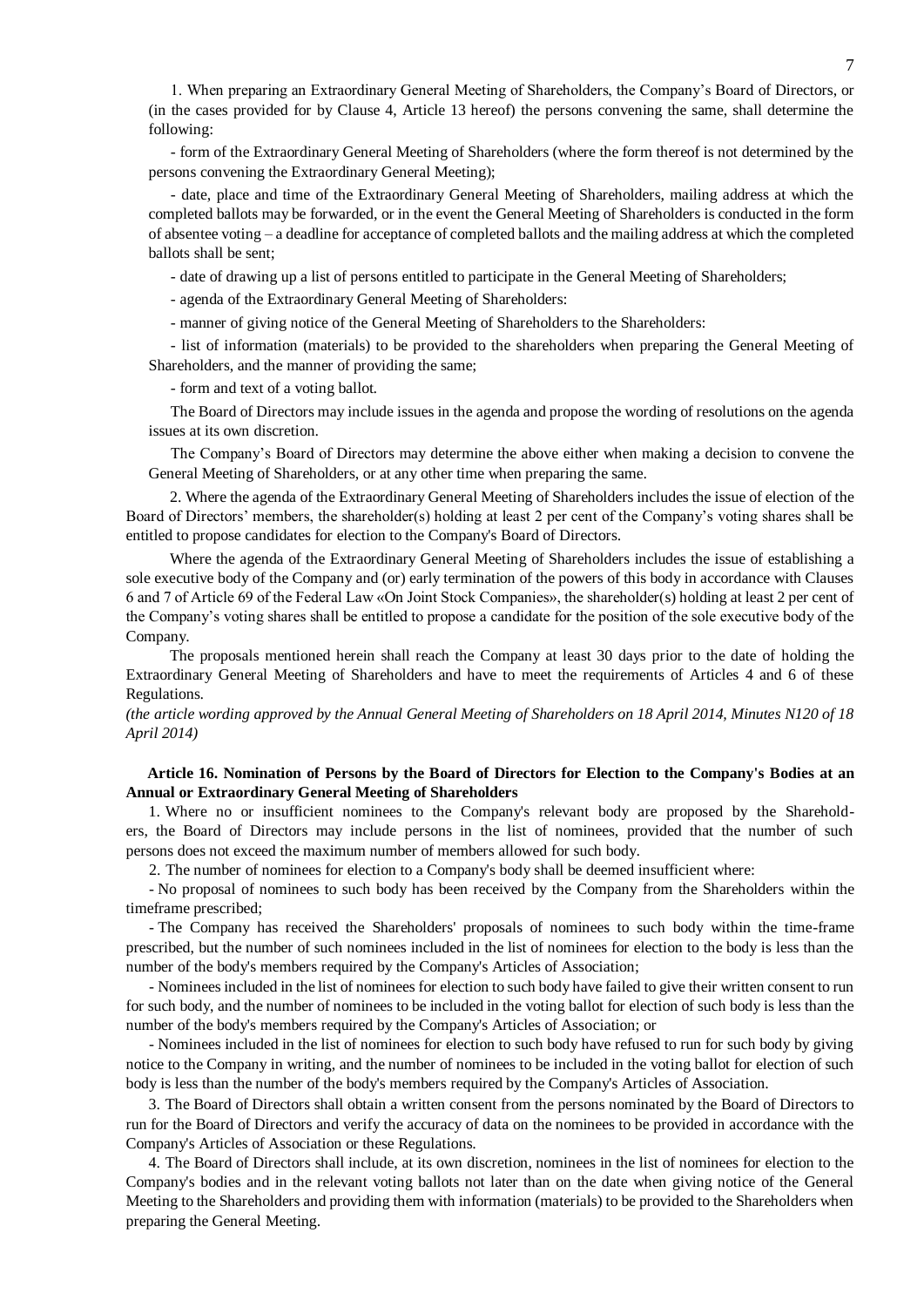1. When preparing an Extraordinary General Meeting of Shareholders, the Company's Board of Directors, or (in the cases provided for by Clause 4, Article 13 hereof) the persons convening the same, shall determine the following:

- form of the Extraordinary General Meeting of Shareholders (where the form thereof is not determined by the persons convening the Extraordinary General Meeting);
- date, place and time of the Extraordinary General Meeting of Shareholders, mailing address at which the completed ballots may be forwarded, or in the event the General Meeting of Shareholders is conducted in the form of absentee voting – a deadline for acceptance of completed ballots and the mailing address at which the completed ballots shall be sent;
- date of drawing up a list of persons entitled to participate in the General Meeting of Shareholders;
- agenda of the Extraordinary General Meeting of Shareholders:
- manner of giving notice of the General Meeting of Shareholders to the Shareholders:
- list of information (materials) to be provided to the shareholders when preparing the General Meeting of Shareholders, and the manner of providing the same;
- form and text of a voting ballot.

The Board of Directors may include issues in the agenda and propose the wording of resolutions on the agenda issues at its own discretion.

The Company's Board of Directors may determine the above either when making a decision to convene the General Meeting of Shareholders, or at any other time when preparing the same.

2. Where the agenda of the Extraordinary General Meeting of Shareholders includes the issue of election of the Board of Directors' members, the shareholder(s) holding at least 2 per cent of the Company's voting shares shall be entitled to propose candidates for election to the Company's Board of Directors.

Where the agenda of the Extraordinary General Meeting of Shareholders includes the issue of establishing a sole executive body of the Company and (or) early termination of the powers of this body in accordance with Clauses 6 and 7 of Article 69 of the Federal Law «On Joint Stock Companies», the shareholder(s) holding at least 2 per cent of the Company's voting shares shall be entitled to propose a candidate for the position of the sole executive body of the Company.

The proposals mentioned herein shall reach the Company at least 30 days prior to the date of holding the Extraordinary General Meeting of Shareholders and have to meet the requirements of Articles 4 and 6 of these Regulations.

*(the article wording approved by the Annual General Meeting of Shareholders on 18 April 2014, Minutes N120 of 18 April 2014)*

### Article 16. Nomination of Persons by the Board of Directors for Election to the Company's Bodies at an Annual or Extraordinary General Meeting of Shareholders

1. Where no or insufficient nominees to the Company's relevant body are proposed by the Shareholders, the Board of Directors may include persons in the list of nominees, provided that the number of such persons does not exceed the maximum number of members allowed for such body.

2. The number of nominees for election to a Company's body shall be deemed insufficient where:

- No proposal of nominees to such body has been received by the Company from the Shareholders within the timeframe prescribed;
- The Company has received the Shareholders' proposals of nominees to such body within the time-frame prescribed, but the number of such nominees included in the list of nominees for election to the body is less than the number of the body's members required by the Company's Articles of Association;
- Nominees included in the list of nominees for election to such body have failed to give their written consent to run for such body, and the number of nominees to be included in the voting ballot for election of such body is less than the number of the body's members required by the Company's Articles of Association; or
- Nominees included in the list of nominees for election to such body have refused to run for such body by giving notice to the Company in writing, and the number of nominees to be included in the voting ballot for election of such body is less than the number of the body's members required by the Company's Articles of Association.

3. The Board of Directors shall obtain a written consent from the persons nominated by the Board of Directors to run for the Board of Directors and verify the accuracy of data on the nominees to be provided in accordance with the Company's Articles of Association or these Regulations.

4. The Board of Directors shall include, at its own discretion, nominees in the list of nominees for election to the Company's bodies and in the relevant voting ballots not later than on the date when giving notice of the General Meeting to the Shareholders and providing them with information (materials) to be provided to the Shareholders when preparing the General Meeting.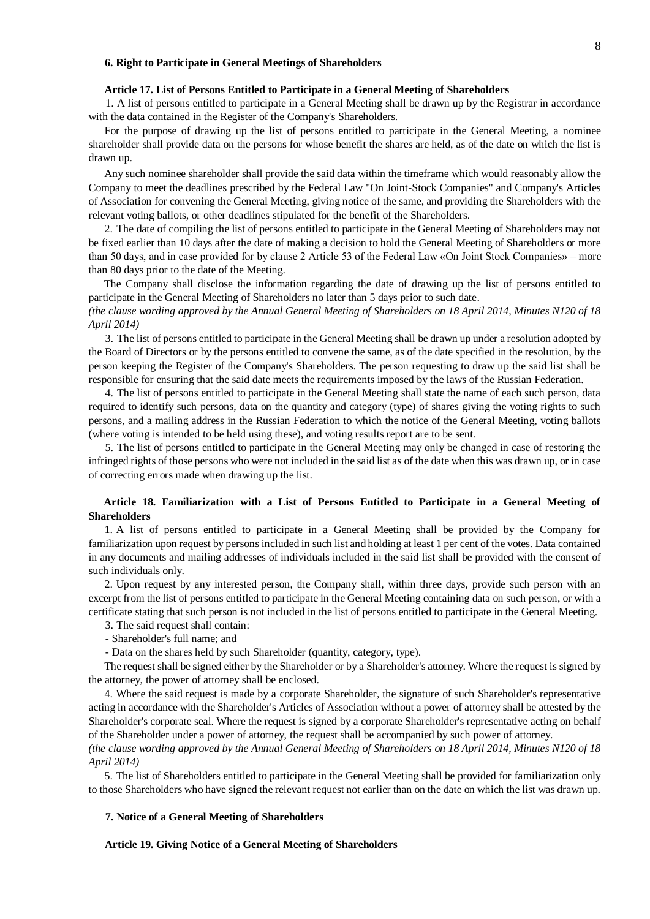### 6. Right to Participate in General Meetings of Shareholders

#### Article 17. List of Persons Entitled to Participate in a General Meeting of Shareholders

1. A list of persons entitled to participate in a General Meeting shall be drawn up by the Registrar in accordance with the data contained in the Register of the Company's Shareholders.

For the purpose of drawing up the list of persons entitled to participate in the General Meeting, a nominee shareholder shall provide data on the persons for whose benefit the shares are held, as of the date on which the list is drawn up.

Any such nominee shareholder shall provide the said data within the timeframe which would reasonably allow the Company to meet the deadlines prescribed by the Federal Law "On Joint-Stock Companies" and Company's Articles of Association for convening the General Meeting, giving notice of the same, and providing the Shareholders with the relevant voting ballots, or other deadlines stipulated for the benefit of the Shareholders.

2. The date of compiling the list of persons entitled to participate in the General Meeting of Shareholders may not be fixed earlier than 10 days after the date of making a decision to hold the General Meeting of Shareholders or more than 50 days, and in case provided for by clause 2 Article 53 of the Federal Law «On Joint Stock Companies» – more than 80 days prior to the date of the Meeting.

The Company shall disclose the information regarding the date of drawing up the list of persons entitled to participate in the General Meeting of Shareholders no later than 5 days prior to such date.
*(the clause wording approved by the Annual General Meeting of Shareholders on 18 April 2014, Minutes N120 of 18 April 2014)*

3. The list of persons entitled to participate in the General Meeting shall be drawn up under a resolution adopted by the Board of Directors or by the persons entitled to convene the same, as of the date specified in the resolution, by the person keeping the Register of the Company's Shareholders. The person requesting to draw up the said list shall be responsible for ensuring that the said date meets the requirements imposed by the laws of the Russian Federation.

4. The list of persons entitled to participate in the General Meeting shall state the name of each such person, data required to identify such persons, data on the quantity and category (type) of shares giving the voting rights to such persons, and a mailing address in the Russian Federation to which the notice of the General Meeting, voting ballots (where voting is intended to be held using these), and voting results report are to be sent.

5. The list of persons entitled to participate in the General Meeting may only be changed in case of restoring the infringed rights of those persons who were not included in the said list as of the date when this was drawn up, or in case of correcting errors made when drawing up the list.

#### Article 18. Familiarization with a List of Persons Entitled to Participate in a General Meeting of Shareholders

1. A list of persons entitled to participate in a General Meeting shall be provided by the Company for familiarization upon request by persons included in such list and holding at least 1 per cent of the votes. Data contained in any documents and mailing addresses of individuals included in the said list shall be provided with the consent of such individuals only.

2. Upon request by any interested person, the Company shall, within three days, provide such person with an excerpt from the list of persons entitled to participate in the General Meeting containing data on such person, or with a certificate stating that such person is not included in the list of persons entitled to participate in the General Meeting.

3. The said request shall contain:

- Shareholder's full name; and
- Data on the shares held by such Shareholder (quantity, category, type).

The request shall be signed either by the Shareholder or by a Shareholder's attorney. Where the request is signed by the attorney, the power of attorney shall be enclosed.

4. Where the said request is made by a corporate Shareholder, the signature of such Shareholder's representative acting in accordance with the Shareholder's Articles of Association without a power of attorney shall be attested by the Shareholder's corporate seal. Where the request is signed by a corporate Shareholder's representative acting on behalf of the Shareholder under a power of attorney, the request shall be accompanied by such power of attorney.
*(the clause wording approved by the Annual General Meeting of Shareholders on 18 April 2014, Minutes N120 of 18 April 2014)*

5. The list of Shareholders entitled to participate in the General Meeting shall be provided for familiarization only to those Shareholders who have signed the relevant request not earlier than on the date on which the list was drawn up.

### 7. Notice of a General Meeting of Shareholders

#### Article 19. Giving Notice of a General Meeting of Shareholders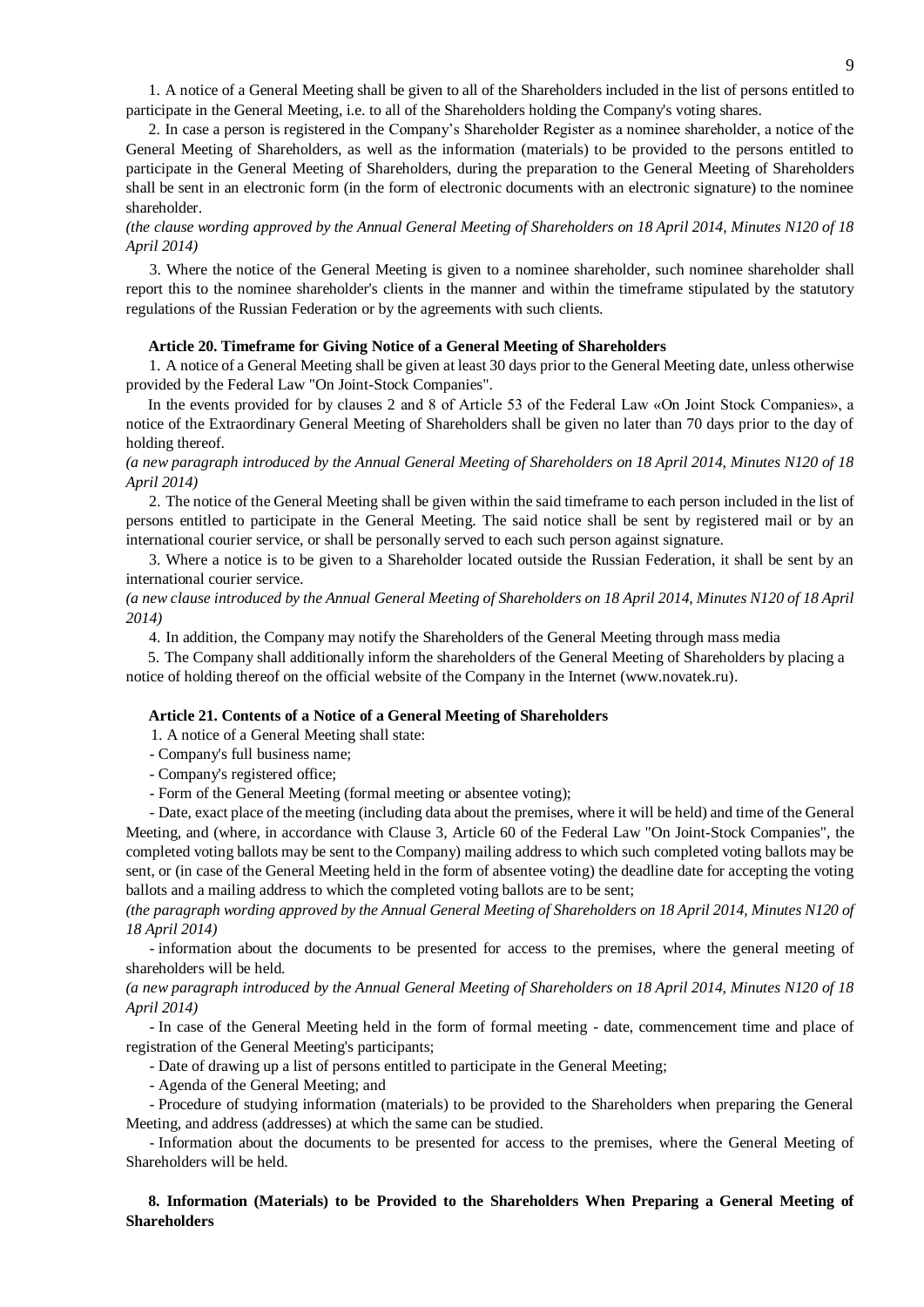1. A notice of a General Meeting shall be given to all of the Shareholders included in the list of persons entitled to participate in the General Meeting, i.e. to all of the Shareholders holding the Company's voting shares.

2. In case a person is registered in the Company's Shareholder Register as a nominee shareholder, a notice of the General Meeting of Shareholders, as well as the information (materials) to be provided to the persons entitled to participate in the General Meeting of Shareholders, during the preparation to the General Meeting of Shareholders shall be sent in an electronic form (in the form of electronic documents with an electronic signature) to the nominee shareholder.

*(the clause wording approved by the Annual General Meeting of Shareholders on 18 April 2014, Minutes N120 of 18 April 2014)*

3. Where the notice of the General Meeting is given to a nominee shareholder, such nominee shareholder shall report this to the nominee shareholder's clients in the manner and within the timeframe stipulated by the statutory regulations of the Russian Federation or by the agreements with such clients.

**Article 20. Timeframe for Giving Notice of a General Meeting of Shareholders**

1. A notice of a General Meeting shall be given at least 30 days prior to the General Meeting date, unless otherwise provided by the Federal Law "On Joint-Stock Companies".

In the events provided for by clauses 2 and 8 of Article 53 of the Federal Law «On Joint Stock Companies», a notice of the Extraordinary General Meeting of Shareholders shall be given no later than 70 days prior to the day of holding thereof.

*(a new paragraph introduced by the Annual General Meeting of Shareholders on 18 April 2014, Minutes N120 of 18 April 2014)*

2. The notice of the General Meeting shall be given within the said timeframe to each person included in the list of persons entitled to participate in the General Meeting. The said notice shall be sent by registered mail or by an international courier service, or shall be personally served to each such person against signature.

3. Where a notice is to be given to a Shareholder located outside the Russian Federation, it shall be sent by an international courier service.

*(a new clause introduced by the Annual General Meeting of Shareholders on 18 April 2014, Minutes N120 of 18 April 2014)*

4. In addition, the Company may notify the Shareholders of the General Meeting through mass media

5. The Company shall additionally inform the shareholders of the General Meeting of Shareholders by placing a notice of holding thereof on the official website of the Company in the Internet (www.novatek.ru).

**Article 21. Contents of a Notice of a General Meeting of Shareholders**

1. A notice of a General Meeting shall state:

- Company's full business name;
- Company's registered office;
- Form of the General Meeting (formal meeting or absentee voting);
- Date, exact place of the meeting (including data about the premises, where it will be held) and time of the General Meeting, and (where, in accordance with Clause 3, Article 60 of the Federal Law "On Joint-Stock Companies", the completed voting ballots may be sent to the Company) mailing address to which such completed voting ballots may be sent, or (in case of the General Meeting held in the form of absentee voting) the deadline date for accepting the voting ballots and a mailing address to which the completed voting ballots are to be sent;

*(the paragraph wording approved by the Annual General Meeting of Shareholders on 18 April 2014, Minutes N120 of 18 April 2014)*

- information about the documents to be presented for access to the premises, where the general meeting of shareholders will be held.

*(a new paragraph introduced by the Annual General Meeting of Shareholders on 18 April 2014, Minutes N120 of 18 April 2014)*

- In case of the General Meeting held in the form of formal meeting - date, commencement time and place of registration of the General Meeting's participants;
- Date of drawing up a list of persons entitled to participate in the General Meeting;
- Agenda of the General Meeting; and
- Procedure of studying information (materials) to be provided to the Shareholders when preparing the General Meeting, and address (addresses) at which the same can be studied.
- Information about the documents to be presented for access to the premises, where the General Meeting of Shareholders will be held.

## 8. Information (Materials) to be Provided to the Shareholders When Preparing a General Meeting of Shareholders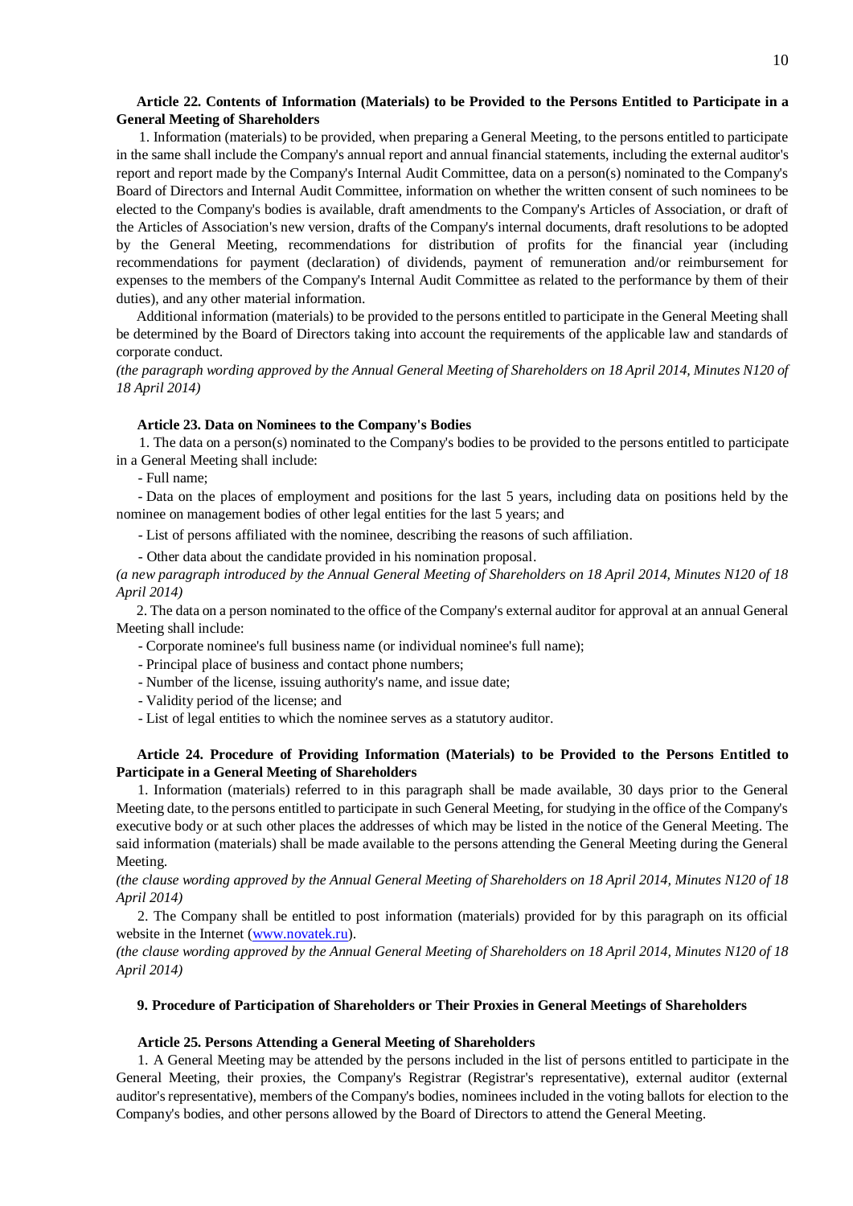**Article 22. Contents of Information (Materials) to be Provided to the Persons Entitled to Participate in a General Meeting of Shareholders**

1. Information (materials) to be provided, when preparing a General Meeting, to the persons entitled to participate in the same shall include the Company's annual report and annual financial statements, including the external auditor's report and report made by the Company's Internal Audit Committee, data on a person(s) nominated to the Company's Board of Directors and Internal Audit Committee, information on whether the written consent of such nominees to be elected to the Company's bodies is available, draft amendments to the Company's Articles of Association, or draft of the Articles of Association's new version, drafts of the Company's internal documents, draft resolutions to be adopted by the General Meeting, recommendations for distribution of profits for the financial year (including recommendations for payment (declaration) of dividends, payment of remuneration and/or reimbursement for expenses to the members of the Company's Internal Audit Committee as related to the performance by them of their duties), and any other material information.

Additional information (materials) to be provided to the persons entitled to participate in the General Meeting shall be determined by the Board of Directors taking into account the requirements of the applicable law and standards of corporate conduct.

*(the paragraph wording approved by the Annual General Meeting of Shareholders on 18 April 2014, Minutes N120 of 18 April 2014)*

**Article 23. Data on Nominees to the Company's Bodies**

1. The data on a person(s) nominated to the Company's bodies to be provided to the persons entitled to participate in a General Meeting shall include:

- Full name;
- Data on the places of employment and positions for the last 5 years, including data on positions held by the nominee on management bodies of other legal entities for the last 5 years; and
- List of persons affiliated with the nominee, describing the reasons of such affiliation.
- Other data about the candidate provided in his nomination proposal.

*(a new paragraph introduced by the Annual General Meeting of Shareholders on 18 April 2014, Minutes N120 of 18 April 2014)*

2. The data on a person nominated to the office of the Company's external auditor for approval at an annual General Meeting shall include:

- Corporate nominee's full business name (or individual nominee's full name);
- Principal place of business and contact phone numbers;
- Number of the license, issuing authority's name, and issue date;
- Validity period of the license; and
- List of legal entities to which the nominee serves as a statutory auditor.

**Article 24. Procedure of Providing Information (Materials) to be Provided to the Persons Entitled to Participate in a General Meeting of Shareholders**

1. Information (materials) referred to in this paragraph shall be made available, 30 days prior to the General Meeting date, to the persons entitled to participate in such General Meeting, for studying in the office of the Company's executive body or at such other places the addresses of which may be listed in the notice of the General Meeting. The said information (materials) shall be made available to the persons attending the General Meeting during the General Meeting.

*(the clause wording approved by the Annual General Meeting of Shareholders on 18 April 2014, Minutes N120 of 18 April 2014)*

2. The Company shall be entitled to post information (materials) provided for by this paragraph on its official website in the Internet (www.novatek.ru).

*(the clause wording approved by the Annual General Meeting of Shareholders on 18 April 2014, Minutes N120 of 18 April 2014)*

## 9. Procedure of Participation of Shareholders or Their Proxies in General Meetings of Shareholders

**Article 25. Persons Attending a General Meeting of Shareholders**

1. A General Meeting may be attended by the persons included in the list of persons entitled to participate in the General Meeting, their proxies, the Company's Registrar (Registrar's representative), external auditor (external auditor's representative), members of the Company's bodies, nominees included in the voting ballots for election to the Company's bodies, and other persons allowed by the Board of Directors to attend the General Meeting.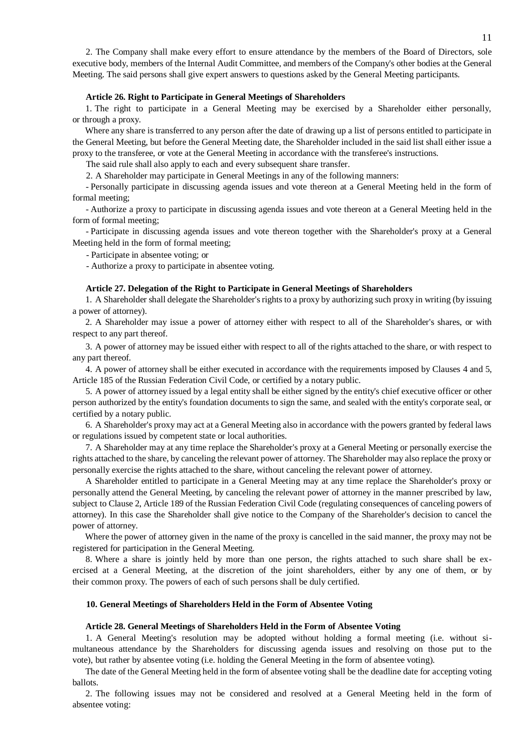2. The Company shall make every effort to ensure attendance by the members of the Board of Directors, sole executive body, members of the Internal Audit Committee, and members of the Company's other bodies at the General Meeting. The said persons shall give expert answers to questions asked by the General Meeting participants.

### Article 26. Right to Participate in General Meetings of Shareholders

1. The right to participate in a General Meeting may be exercised by a Shareholder either personally, or through a proxy.

Where any share is transferred to any person after the date of drawing up a list of persons entitled to participate in the General Meeting, but before the General Meeting date, the Shareholder included in the said list shall either issue a proxy to the transferee, or vote at the General Meeting in accordance with the transferee's instructions.

The said rule shall also apply to each and every subsequent share transfer.

2. A Shareholder may participate in General Meetings in any of the following manners:

- Personally participate in discussing agenda issues and vote thereon at a General Meeting held in the form of formal meeting;
- Authorize a proxy to participate in discussing agenda issues and vote thereon at a General Meeting held in the form of formal meeting;
- Participate in discussing agenda issues and vote thereon together with the Shareholder's proxy at a General Meeting held in the form of formal meeting;
- Participate in absentee voting; or
- Authorize a proxy to participate in absentee voting.

### Article 27. Delegation of the Right to Participate in General Meetings of Shareholders

1. A Shareholder shall delegate the Shareholder's rights to a proxy by authorizing such proxy in writing (by issuing a power of attorney).

2. A Shareholder may issue a power of attorney either with respect to all of the Shareholder's shares, or with respect to any part thereof.

3. A power of attorney may be issued either with respect to all of the rights attached to the share, or with respect to any part thereof.

4. A power of attorney shall be either executed in accordance with the requirements imposed by Clauses 4 and 5, Article 185 of the Russian Federation Civil Code, or certified by a notary public.

5. A power of attorney issued by a legal entity shall be either signed by the entity's chief executive officer or other person authorized by the entity's foundation documents to sign the same, and sealed with the entity's corporate seal, or certified by a notary public.

6. A Shareholder's proxy may act at a General Meeting also in accordance with the powers granted by federal laws or regulations issued by competent state or local authorities.

7. A Shareholder may at any time replace the Shareholder's proxy at a General Meeting or personally exercise the rights attached to the share, by canceling the relevant power of attorney. The Shareholder may also replace the proxy or personally exercise the rights attached to the share, without canceling the relevant power of attorney.

A Shareholder entitled to participate in a General Meeting may at any time replace the Shareholder's proxy or personally attend the General Meeting, by canceling the relevant power of attorney in the manner prescribed by law, subject to Clause 2, Article 189 of the Russian Federation Civil Code (regulating consequences of canceling powers of attorney). In this case the Shareholder shall give notice to the Company of the Shareholder's decision to cancel the power of attorney.

Where the power of attorney given in the name of the proxy is cancelled in the said manner, the proxy may not be registered for participation in the General Meeting.

8. Where a share is jointly held by more than one person, the rights attached to such share shall be exercised at a General Meeting, at the discretion of the joint shareholders, either by any one of them, or by their common proxy. The powers of each of such persons shall be duly certified.

## 10. General Meetings of Shareholders Held in the Form of Absentee Voting

### Article 28. General Meetings of Shareholders Held in the Form of Absentee Voting

1. A General Meeting's resolution may be adopted without holding a formal meeting (i.e. without simultaneous attendance by the Shareholders for discussing agenda issues and resolving on those put to the vote), but rather by absentee voting (i.e. holding the General Meeting in the form of absentee voting).

The date of the General Meeting held in the form of absentee voting shall be the deadline date for accepting voting ballots.

2. The following issues may not be considered and resolved at a General Meeting held in the form of absentee voting: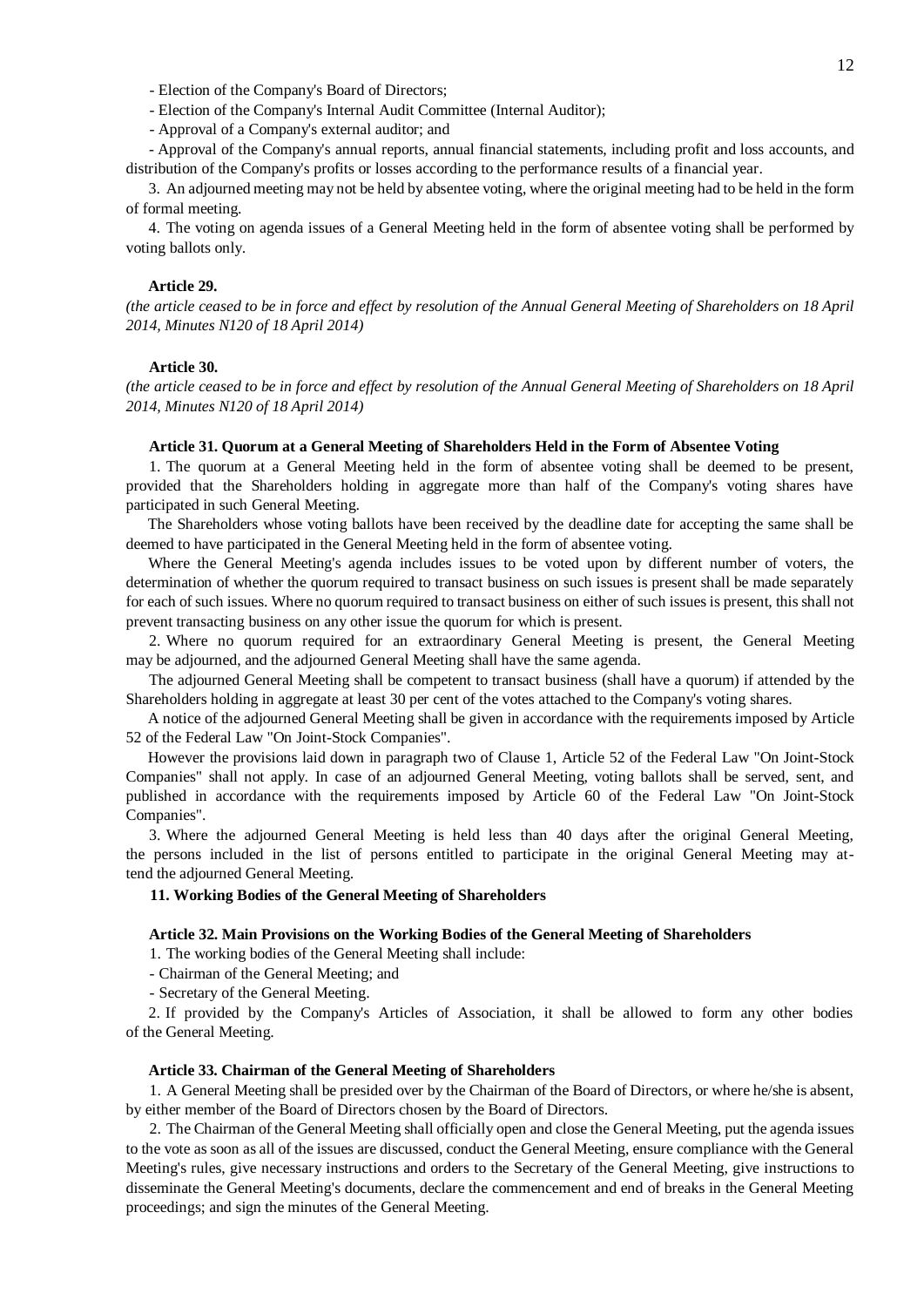- Election of the Company's Board of Directors;

- Election of the Company's Internal Audit Committee (Internal Auditor);

- Approval of a Company's external auditor; and

- Approval of the Company's annual reports, annual financial statements, including profit and loss accounts, and distribution of the Company's profits or losses according to the performance results of a financial year.

3. An adjourned meeting may not be held by absentee voting, where the original meeting had to be held in the form of formal meeting.

4. The voting on agenda issues of a General Meeting held in the form of absentee voting shall be performed by voting ballots only.

**Article 29.**

*(the article ceased to be in force and effect by resolution of the Annual General Meeting of Shareholders on 18 April 2014, Minutes N120 of 18 April 2014)*

**Article 30.**

*(the article ceased to be in force and effect by resolution of the Annual General Meeting of Shareholders on 18 April 2014, Minutes N120 of 18 April 2014)*

**Article 31. Quorum at a General Meeting of Shareholders Held in the Form of Absentee Voting**

1. The quorum at a General Meeting held in the form of absentee voting shall be deemed to be present, provided that the Shareholders holding in aggregate more than half of the Company's voting shares have participated in such General Meeting.

The Shareholders whose voting ballots have been received by the deadline date for accepting the same shall be deemed to have participated in the General Meeting held in the form of absentee voting.

Where the General Meeting's agenda includes issues to be voted upon by different number of voters, the determination of whether the quorum required to transact business on such issues is present shall be made separately for each of such issues. Where no quorum required to transact business on either of such issues is present, this shall not prevent transacting business on any other issue the quorum for which is present.

2. Where no quorum required for an extraordinary General Meeting is present, the General Meeting may be adjourned, and the adjourned General Meeting shall have the same agenda.

The adjourned General Meeting shall be competent to transact business (shall have a quorum) if attended by the Shareholders holding in aggregate at least 30 per cent of the votes attached to the Company's voting shares.

A notice of the adjourned General Meeting shall be given in accordance with the requirements imposed by Article 52 of the Federal Law "On Joint-Stock Companies".

However the provisions laid down in paragraph two of Clause 1, Article 52 of the Federal Law "On Joint-Stock Companies" shall not apply. In case of an adjourned General Meeting, voting ballots shall be served, sent, and published in accordance with the requirements imposed by Article 60 of the Federal Law "On Joint-Stock Companies".

3. Where the adjourned General Meeting is held less than 40 days after the original General Meeting, the persons included in the list of persons entitled to participate in the original General Meeting may attend the adjourned General Meeting.

## 11. Working Bodies of the General Meeting of Shareholders

**Article 32. Main Provisions on the Working Bodies of the General Meeting of Shareholders**

1. The working bodies of the General Meeting shall include:

- Chairman of the General Meeting; and

- Secretary of the General Meeting.

2. If provided by the Company's Articles of Association, it shall be allowed to form any other bodies of the General Meeting.

**Article 33. Chairman of the General Meeting of Shareholders**

1. A General Meeting shall be presided over by the Chairman of the Board of Directors, or where he/she is absent, by either member of the Board of Directors chosen by the Board of Directors.

2. The Chairman of the General Meeting shall officially open and close the General Meeting, put the agenda issues to the vote as soon as all of the issues are discussed, conduct the General Meeting, ensure compliance with the General Meeting's rules, give necessary instructions and orders to the Secretary of the General Meeting, give instructions to disseminate the General Meeting's documents, declare the commencement and end of breaks in the General Meeting proceedings; and sign the minutes of the General Meeting.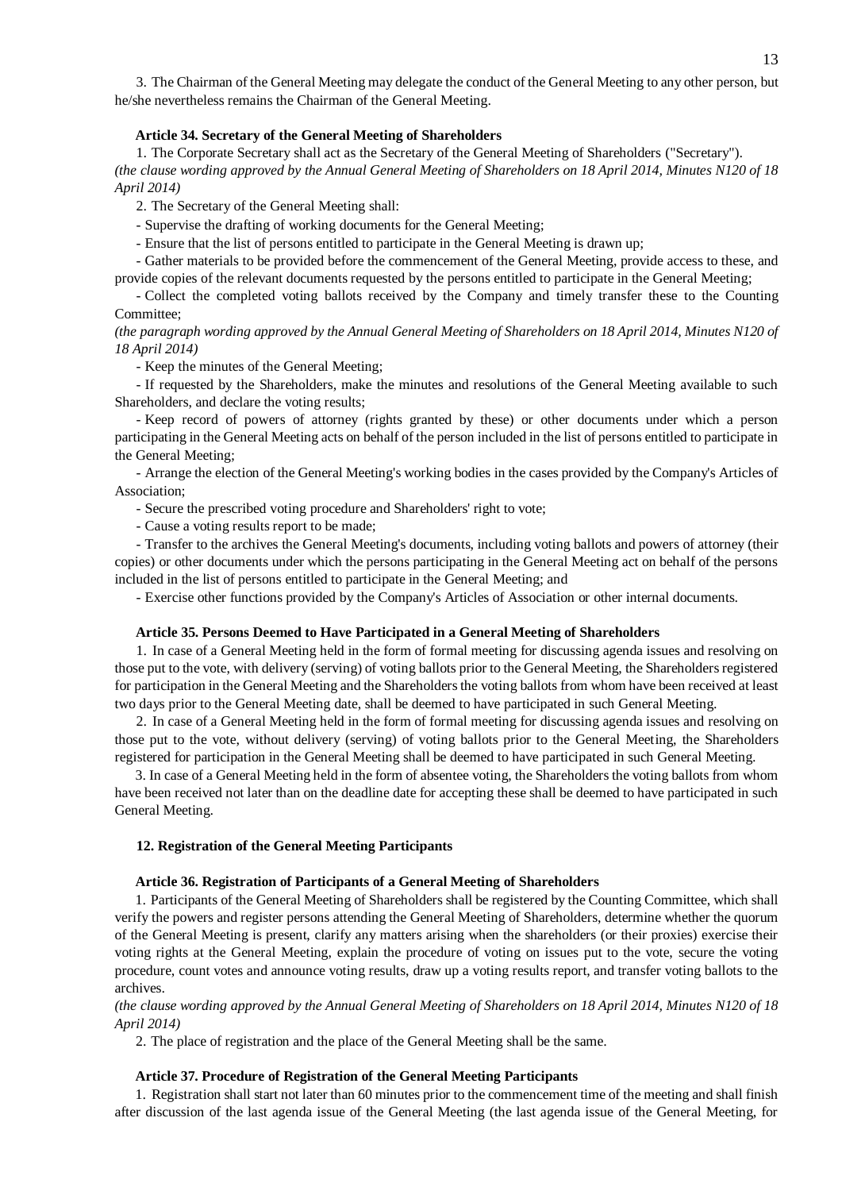3. The Chairman of the General Meeting may delegate the conduct of the General Meeting to any other person, but he/she nevertheless remains the Chairman of the General Meeting.

#### Article 34. Secretary of the General Meeting of Shareholders

1. The Corporate Secretary shall act as the Secretary of the General Meeting of Shareholders ("Secretary").
*(the clause wording approved by the Annual General Meeting of Shareholders on 18 April 2014, Minutes N120 of 18 April 2014)*

2. The Secretary of the General Meeting shall:

- Supervise the drafting of working documents for the General Meeting;
- Ensure that the list of persons entitled to participate in the General Meeting is drawn up;
- Gather materials to be provided before the commencement of the General Meeting, provide access to these, and provide copies of the relevant documents requested by the persons entitled to participate in the General Meeting;
- Collect the completed voting ballots received by the Company and timely transfer these to the Counting Committee;

*(the paragraph wording approved by the Annual General Meeting of Shareholders on 18 April 2014, Minutes N120 of 18 April 2014)*

- Keep the minutes of the General Meeting;
- If requested by the Shareholders, make the minutes and resolutions of the General Meeting available to such Shareholders, and declare the voting results;
- Keep record of powers of attorney (rights granted by these) or other documents under which a person participating in the General Meeting acts on behalf of the person included in the list of persons entitled to participate in the General Meeting;
- Arrange the election of the General Meeting's working bodies in the cases provided by the Company's Articles of Association;
- Secure the prescribed voting procedure and Shareholders' right to vote;
- Cause a voting results report to be made;
- Transfer to the archives the General Meeting's documents, including voting ballots and powers of attorney (their copies) or other documents under which the persons participating in the General Meeting act on behalf of the persons included in the list of persons entitled to participate in the General Meeting; and
- Exercise other functions provided by the Company's Articles of Association or other internal documents.

#### Article 35. Persons Deemed to Have Participated in a General Meeting of Shareholders

1. In case of a General Meeting held in the form of formal meeting for discussing agenda issues and resolving on those put to the vote, with delivery (serving) of voting ballots prior to the General Meeting, the Shareholders registered for participation in the General Meeting and the Shareholders the voting ballots from whom have been received at least two days prior to the General Meeting date, shall be deemed to have participated in such General Meeting.

2. In case of a General Meeting held in the form of formal meeting for discussing agenda issues and resolving on those put to the vote, without delivery (serving) of voting ballots prior to the General Meeting, the Shareholders registered for participation in the General Meeting shall be deemed to have participated in such General Meeting.

3. In case of a General Meeting held in the form of absentee voting, the Shareholders the voting ballots from whom have been received not later than on the deadline date for accepting these shall be deemed to have participated in such General Meeting.

### 12. Registration of the General Meeting Participants

#### Article 36. Registration of Participants of a General Meeting of Shareholders

1. Participants of the General Meeting of Shareholders shall be registered by the Counting Committee, which shall verify the powers and register persons attending the General Meeting of Shareholders, determine whether the quorum of the General Meeting is present, clarify any matters arising when the shareholders (or their proxies) exercise their voting rights at the General Meeting, explain the procedure of voting on issues put to the vote, secure the voting procedure, count votes and announce voting results, draw up a voting results report, and transfer voting ballots to the archives.
*(the clause wording approved by the Annual General Meeting of Shareholders on 18 April 2014, Minutes N120 of 18 April 2014)*

2. The place of registration and the place of the General Meeting shall be the same.

#### Article 37. Procedure of Registration of the General Meeting Participants

1. Registration shall start not later than 60 minutes prior to the commencement time of the meeting and shall finish after discussion of the last agenda issue of the General Meeting (the last agenda issue of the General Meeting, for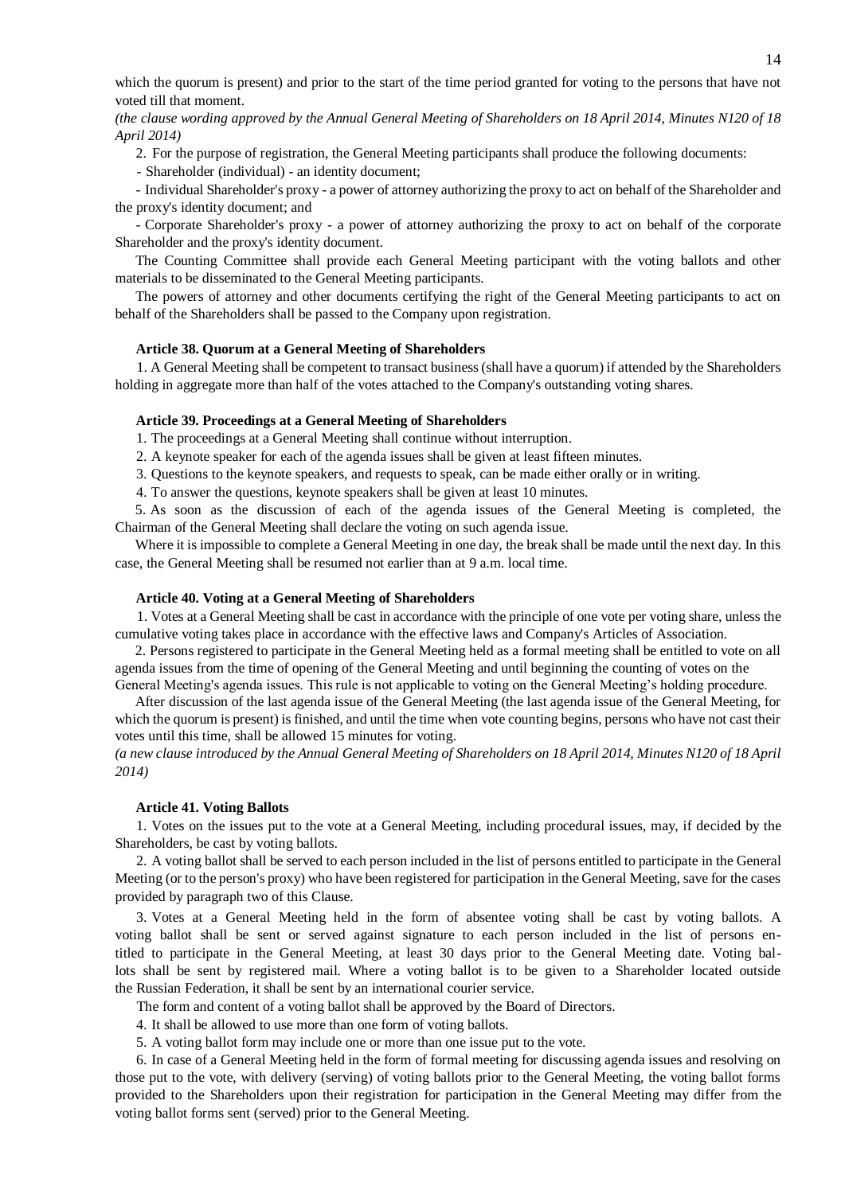which the quorum is present) and prior to the start of the time period granted for voting to the persons that have not voted till that moment.

*(the clause wording approved by the Annual General Meeting of Shareholders on 18 April 2014, Minutes N120 of 18 April 2014)*

2. For the purpose of registration, the General Meeting participants shall produce the following documents:

- Shareholder (individual) - an identity document;
- Individual Shareholder's proxy - a power of attorney authorizing the proxy to act on behalf of the Shareholder and the proxy's identity document; and
- Corporate Shareholder's proxy - a power of attorney authorizing the proxy to act on behalf of the corporate Shareholder and the proxy's identity document.

The Counting Committee shall provide each General Meeting participant with the voting ballots and other materials to be disseminated to the General Meeting participants.

The powers of attorney and other documents certifying the right of the General Meeting participants to act on behalf of the Shareholders shall be passed to the Company upon registration.

### Article 38. Quorum at a General Meeting of Shareholders

1. A General Meeting shall be competent to transact business (shall have a quorum) if attended by the Shareholders holding in aggregate more than half of the votes attached to the Company's outstanding voting shares.

### Article 39. Proceedings at a General Meeting of Shareholders

1. The proceedings at a General Meeting shall continue without interruption.
2. A keynote speaker for each of the agenda issues shall be given at least fifteen minutes.
3. Questions to the keynote speakers, and requests to speak, can be made either orally or in writing.
4. To answer the questions, keynote speakers shall be given at least 10 minutes.
5. As soon as the discussion of each of the agenda issues of the General Meeting is completed, the Chairman of the General Meeting shall declare the voting on such agenda issue.

Where it is impossible to complete a General Meeting in one day, the break shall be made until the next day. In this case, the General Meeting shall be resumed not earlier than at 9 a.m. local time.

### Article 40. Voting at a General Meeting of Shareholders

1. Votes at a General Meeting shall be cast in accordance with the principle of one vote per voting share, unless the cumulative voting takes place in accordance with the effective laws and Company's Articles of Association.
2. Persons registered to participate in the General Meeting held as a formal meeting shall be entitled to vote on all agenda issues from the time of opening of the General Meeting and until beginning the counting of votes on the General Meeting's agenda issues. This rule is not applicable to voting on the General Meeting's holding procedure.

After discussion of the last agenda issue of the General Meeting (the last agenda issue of the General Meeting, for which the quorum is present) is finished, and until the time when vote counting begins, persons who have not cast their votes until this time, shall be allowed 15 minutes for voting.

*(a new clause introduced by the Annual General Meeting of Shareholders on 18 April 2014, Minutes N120 of 18 April 2014)*

### Article 41. Voting Ballots

1. Votes on the issues put to the vote at a General Meeting, including procedural issues, may, if decided by the Shareholders, be cast by voting ballots.
2. A voting ballot shall be served to each person included in the list of persons entitled to participate in the General Meeting (or to the person's proxy) who have been registered for participation in the General Meeting, save for the cases provided by paragraph two of this Clause.
3. Votes at a General Meeting held in the form of absentee voting shall be cast by voting ballots. A voting ballot shall be sent or served against signature to each person included in the list of persons entitled to participate in the General Meeting, at least 30 days prior to the General Meeting date. Voting ballots shall be sent by registered mail. Where a voting ballot is to be given to a Shareholder located outside the Russian Federation, it shall be sent by an international courier service.

The form and content of a voting ballot shall be approved by the Board of Directors.

4. It shall be allowed to use more than one form of voting ballots.
5. A voting ballot form may include one or more than one issue put to the vote.
6. In case of a General Meeting held in the form of formal meeting for discussing agenda issues and resolving on those put to the vote, with delivery (serving) of voting ballots prior to the General Meeting, the voting ballot forms provided to the Shareholders upon their registration for participation in the General Meeting may differ from the voting ballot forms sent (served) prior to the General Meeting.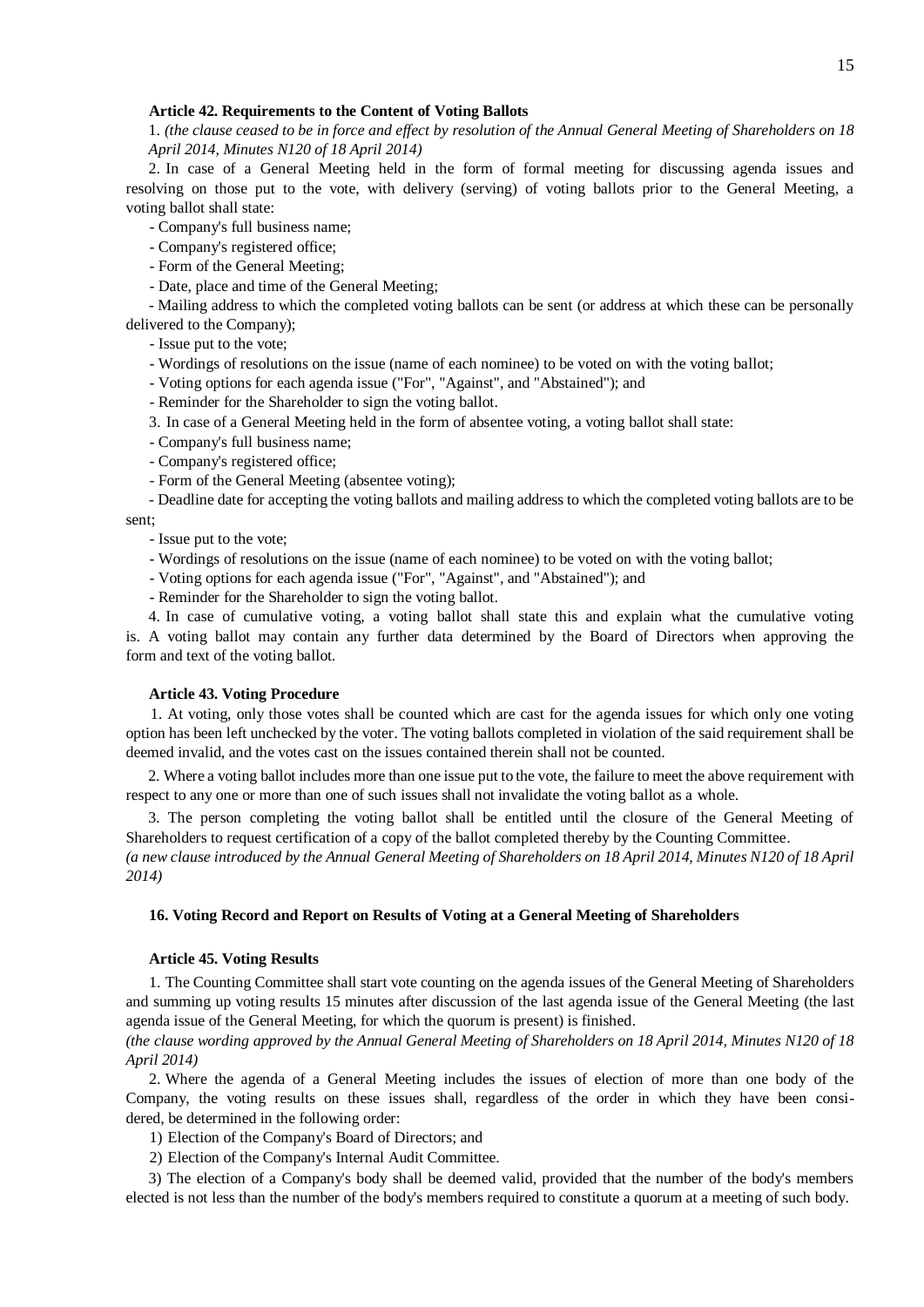### Article 42. Requirements to the Content of Voting Ballots

1. *(the clause ceased to be in force and effect by resolution of the Annual General Meeting of Shareholders on 18 April 2014, Minutes N120 of 18 April 2014)*

2. In case of a General Meeting held in the form of formal meeting for discussing agenda issues and resolving on those put to the vote, with delivery (serving) of voting ballots prior to the General Meeting, a voting ballot shall state:

- Company's full business name;
- Company's registered office;
- Form of the General Meeting;
- Date, place and time of the General Meeting;
- Mailing address to which the completed voting ballots can be sent (or address at which these can be personally delivered to the Company);
- Issue put to the vote;
- Wordings of resolutions on the issue (name of each nominee) to be voted on with the voting ballot;
- Voting options for each agenda issue ("For", "Against", and "Abstained"); and
- Reminder for the Shareholder to sign the voting ballot.

3. In case of a General Meeting held in the form of absentee voting, a voting ballot shall state:

- Company's full business name;
- Company's registered office;
- Form of the General Meeting (absentee voting);
- Deadline date for accepting the voting ballots and mailing address to which the completed voting ballots are to be sent;
- Issue put to the vote;
- Wordings of resolutions on the issue (name of each nominee) to be voted on with the voting ballot;
- Voting options for each agenda issue ("For", "Against", and "Abstained"); and
- Reminder for the Shareholder to sign the voting ballot.

4. In case of cumulative voting, a voting ballot shall state this and explain what the cumulative voting is. A voting ballot may contain any further data determined by the Board of Directors when approving the form and text of the voting ballot.

### Article 43. Voting Procedure

1. At voting, only those votes shall be counted which are cast for the agenda issues for which only one voting option has been left unchecked by the voter. The voting ballots completed in violation of the said requirement shall be deemed invalid, and the votes cast on the issues contained therein shall not be counted.

2. Where a voting ballot includes more than one issue put to the vote, the failure to meet the above requirement with respect to any one or more than one of such issues shall not invalidate the voting ballot as a whole.

3. The person completing the voting ballot shall be entitled until the closure of the General Meeting of Shareholders to request certification of a copy of the ballot completed thereby by the Counting Committee.
*(a new clause introduced by the Annual General Meeting of Shareholders on 18 April 2014, Minutes N120 of 18 April 2014)*

## 16. Voting Record and Report on Results of Voting at a General Meeting of Shareholders

### Article 45. Voting Results

1. The Counting Committee shall start vote counting on the agenda issues of the General Meeting of Shareholders and summing up voting results 15 minutes after discussion of the last agenda issue of the General Meeting (the last agenda issue of the General Meeting, for which the quorum is present) is finished.
*(the clause wording approved by the Annual General Meeting of Shareholders on 18 April 2014, Minutes N120 of 18 April 2014)*

2. Where the agenda of a General Meeting includes the issues of election of more than one body of the Company, the voting results on these issues shall, regardless of the order in which they have been considered, be determined in the following order:

1) Election of the Company's Board of Directors; and

2) Election of the Company's Internal Audit Committee.

3) The election of a Company's body shall be deemed valid, provided that the number of the body's members elected is not less than the number of the body's members required to constitute a quorum at a meeting of such body.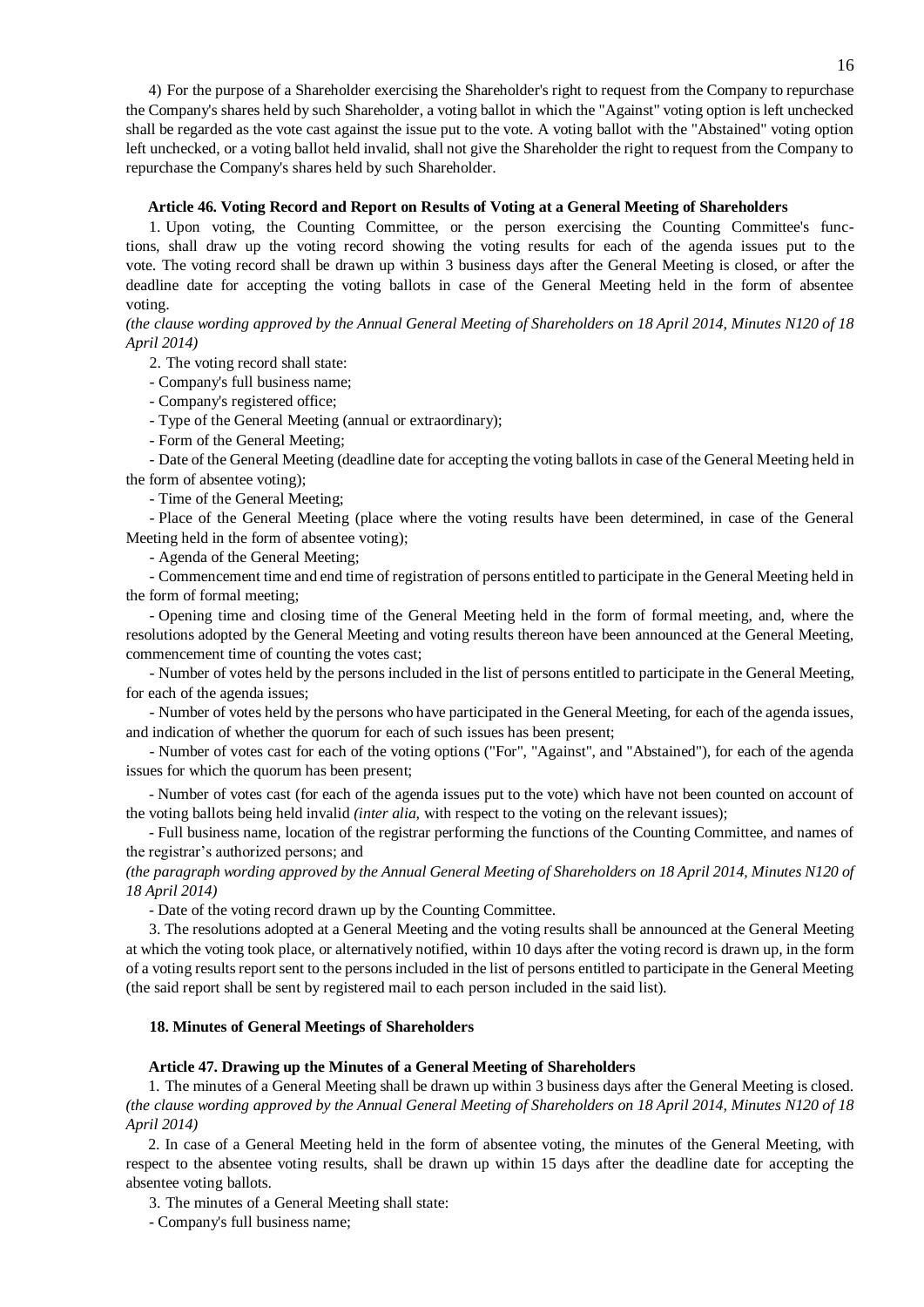4) For the purpose of a Shareholder exercising the Shareholder's right to request from the Company to repurchase the Company's shares held by such Shareholder, a voting ballot in which the "Against" voting option is left unchecked shall be regarded as the vote cast against the issue put to the vote. A voting ballot with the "Abstained" voting option left unchecked, or a voting ballot held invalid, shall not give the Shareholder the right to request from the Company to repurchase the Company's shares held by such Shareholder.

#### Article 46. Voting Record and Report on Results of Voting at a General Meeting of Shareholders

1. Upon voting, the Counting Committee, or the person exercising the Counting Committee's functions, shall draw up the voting record showing the voting results for each of the agenda issues put to the vote. The voting record shall be drawn up within 3 business days after the General Meeting is closed, or after the deadline date for accepting the voting ballots in case of the General Meeting held in the form of absentee voting.

*(the clause wording approved by the Annual General Meeting of Shareholders on 18 April 2014, Minutes N120 of 18 April 2014)*

2. The voting record shall state:

- Company's full business name;
- Company's registered office;
- Type of the General Meeting (annual or extraordinary);
- Form of the General Meeting;
- Date of the General Meeting (deadline date for accepting the voting ballots in case of the General Meeting held in the form of absentee voting);
- Time of the General Meeting;
- Place of the General Meeting (place where the voting results have been determined, in case of the General Meeting held in the form of absentee voting);
- Agenda of the General Meeting;
- Commencement time and end time of registration of persons entitled to participate in the General Meeting held in the form of formal meeting;
- Opening time and closing time of the General Meeting held in the form of formal meeting, and, where the resolutions adopted by the General Meeting and voting results thereon have been announced at the General Meeting, commencement time of counting the votes cast;
- Number of votes held by the persons included in the list of persons entitled to participate in the General Meeting, for each of the agenda issues;
- Number of votes held by the persons who have participated in the General Meeting, for each of the agenda issues, and indication of whether the quorum for each of such issues has been present;
- Number of votes cast for each of the voting options ("For", "Against", and "Abstained"), for each of the agenda issues for which the quorum has been present;
- Number of votes cast (for each of the agenda issues put to the vote) which have not been counted on account of the voting ballots being held invalid *(inter alia,* with respect to the voting on the relevant issues);
- Full business name, location of the registrar performing the functions of the Counting Committee, and names of the registrar's authorized persons; and

*(the paragraph wording approved by the Annual General Meeting of Shareholders on 18 April 2014, Minutes N120 of 18 April 2014)*

- Date of the voting record drawn up by the Counting Committee.

3. The resolutions adopted at a General Meeting and the voting results shall be announced at the General Meeting at which the voting took place, or alternatively notified, within 10 days after the voting record is drawn up, in the form of a voting results report sent to the persons included in the list of persons entitled to participate in the General Meeting (the said report shall be sent by registered mail to each person included in the said list).

### 18. Minutes of General Meetings of Shareholders

#### Article 47. Drawing up the Minutes of a General Meeting of Shareholders

1. The minutes of a General Meeting shall be drawn up within 3 business days after the General Meeting is closed.

*(the clause wording approved by the Annual General Meeting of Shareholders on 18 April 2014, Minutes N120 of 18 April 2014)*

2. In case of a General Meeting held in the form of absentee voting, the minutes of the General Meeting, with respect to the absentee voting results, shall be drawn up within 15 days after the deadline date for accepting the absentee voting ballots.

3. The minutes of a General Meeting shall state:

- Company's full business name;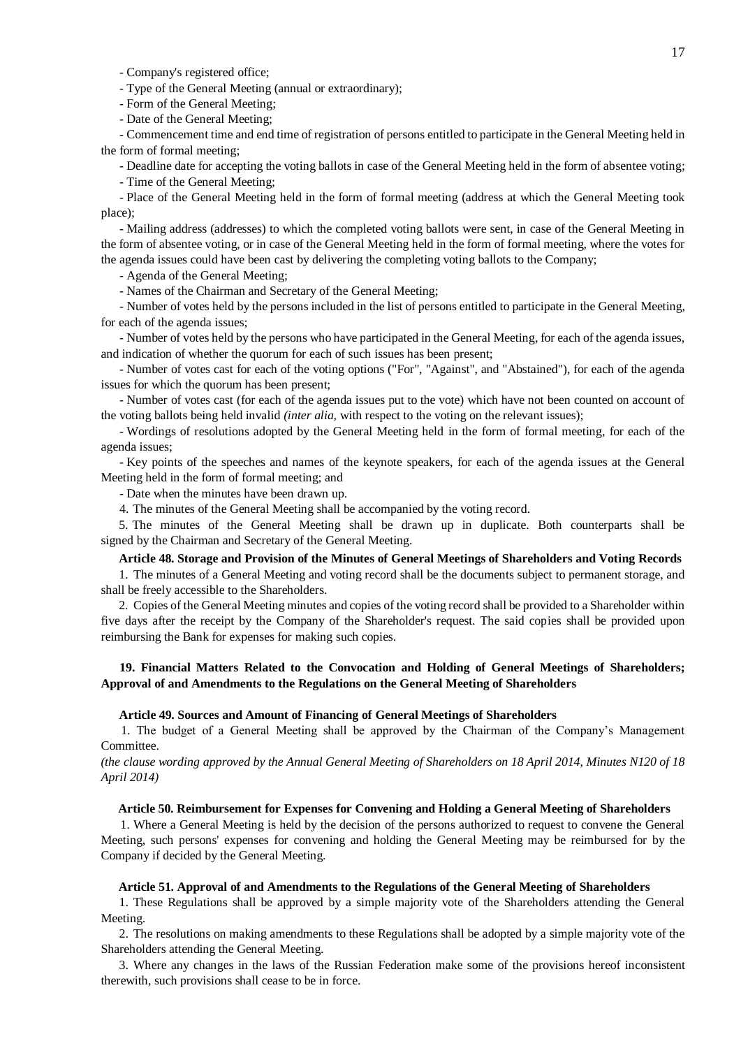- Company's registered office;

- Type of the General Meeting (annual or extraordinary);

- Form of the General Meeting;

- Date of the General Meeting;

- Commencement time and end time of registration of persons entitled to participate in the General Meeting held in the form of formal meeting;

- Deadline date for accepting the voting ballots in case of the General Meeting held in the form of absentee voting;

- Time of the General Meeting;

- Place of the General Meeting held in the form of formal meeting (address at which the General Meeting took place);

- Mailing address (addresses) to which the completed voting ballots were sent, in case of the General Meeting in the form of absentee voting, or in case of the General Meeting held in the form of formal meeting, where the votes for the agenda issues could have been cast by delivering the completing voting ballots to the Company;

- Agenda of the General Meeting;

- Names of the Chairman and Secretary of the General Meeting;

- Number of votes held by the persons included in the list of persons entitled to participate in the General Meeting, for each of the agenda issues;

- Number of votes held by the persons who have participated in the General Meeting, for each of the agenda issues, and indication of whether the quorum for each of such issues has been present;

- Number of votes cast for each of the voting options ("For", "Against", and "Abstained"), for each of the agenda issues for which the quorum has been present;

- Number of votes cast (for each of the agenda issues put to the vote) which have not been counted on account of the voting ballots being held invalid *(inter alia,* with respect to the voting on the relevant issues);

- Wordings of resolutions adopted by the General Meeting held in the form of formal meeting, for each of the agenda issues;

- Key points of the speeches and names of the keynote speakers, for each of the agenda issues at the General Meeting held in the form of formal meeting; and

- Date when the minutes have been drawn up.

4. The minutes of the General Meeting shall be accompanied by the voting record.

5. The minutes of the General Meeting shall be drawn up in duplicate. Both counterparts shall be signed by the Chairman and Secretary of the General Meeting.

**Article 48. Storage and Provision of the Minutes of General Meetings of Shareholders and Voting Records**

1. The minutes of a General Meeting and voting record shall be the documents subject to permanent storage, and shall be freely accessible to the Shareholders.

2. Copies of the General Meeting minutes and copies of the voting record shall be provided to a Shareholder within five days after the receipt by the Company of the Shareholder's request. The said copies shall be provided upon reimbursing the Bank for expenses for making such copies.

## 19. Financial Matters Related to the Convocation and Holding of General Meetings of Shareholders; Approval of and Amendments to the Regulations on the General Meeting of Shareholders

**Article 49. Sources and Amount of Financing of General Meetings of Shareholders**

1. The budget of a General Meeting shall be approved by the Chairman of the Company's Management Committee.

*(the clause wording approved by the Annual General Meeting of Shareholders on 18 April 2014, Minutes N120 of 18 April 2014)*

**Article 50. Reimbursement for Expenses for Convening and Holding a General Meeting of Shareholders**

1. Where a General Meeting is held by the decision of the persons authorized to request to convene the General Meeting, such persons' expenses for convening and holding the General Meeting may be reimbursed for by the Company if decided by the General Meeting.

**Article 51. Approval of and Amendments to the Regulations of the General Meeting of Shareholders**

1. These Regulations shall be approved by a simple majority vote of the Shareholders attending the General Meeting.

2. The resolutions on making amendments to these Regulations shall be adopted by a simple majority vote of the Shareholders attending the General Meeting.

3. Where any changes in the laws of the Russian Federation make some of the provisions hereof inconsistent therewith, such provisions shall cease to be in force.